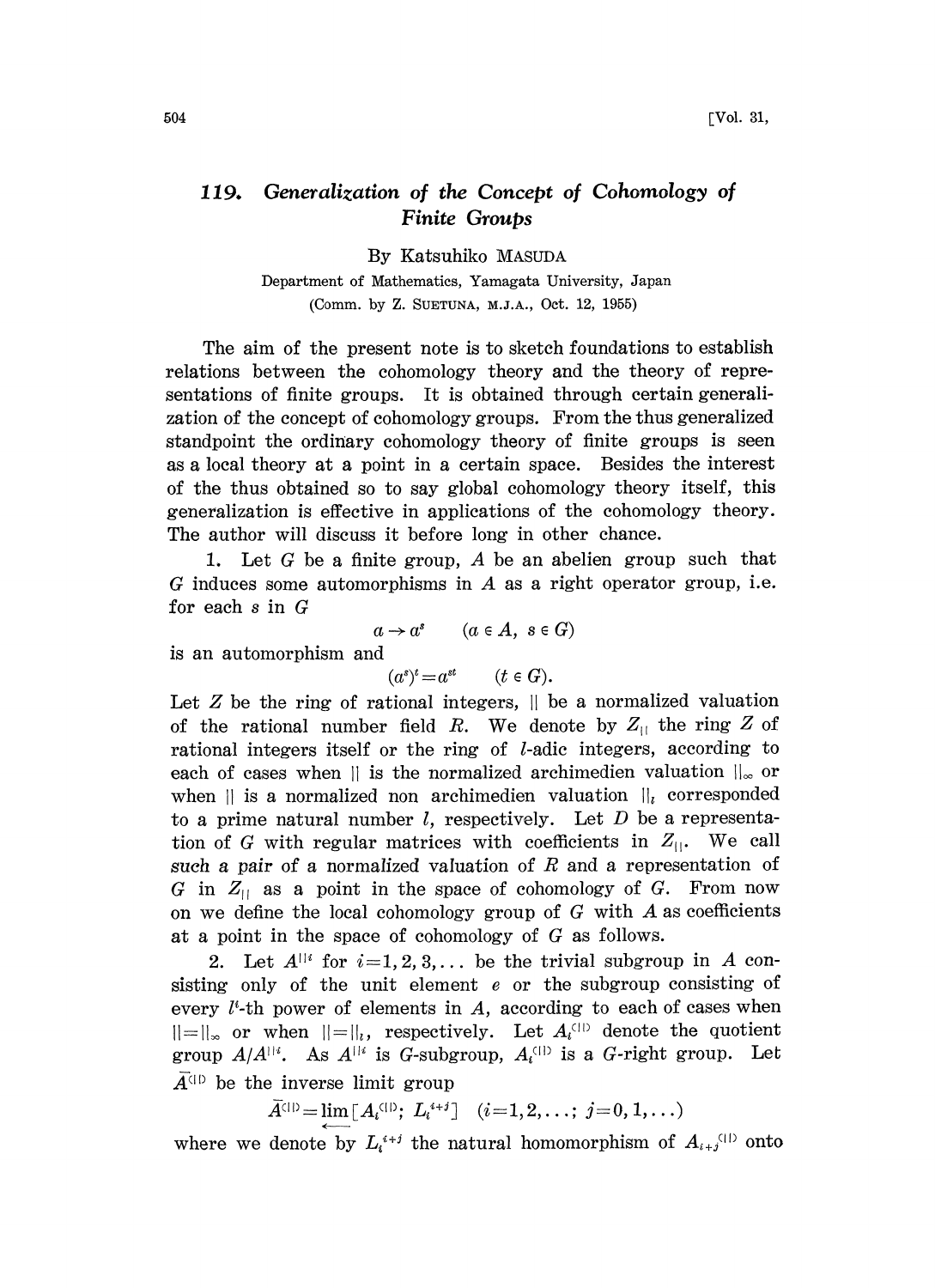# 119. *Generalization of the Concept of Cohomology of Finite Groups*

By Katsuhiko MASUDA

Department of Mathematics, Yamagata University, Japan

(Comm. by Z. SUETUNA, M.J.A., Oct. 12, 1955)

The aim of the present note is to sketch foundations to establish relations between the cohomology theory and the theory of representations of finite groups. It is obtained through certain generalization of the concept of cohomology groups. From the thus generalized standpoint the ordinary cohomology theory of finite groups is seen as a local theory at a point in a certain space. Besides the interest of the thus obtained so to say global cohomology theory itself, this generalization is effective in applications of the cohomology theory. The author will discuss it before long in other chance.

1. Let $G$ be a finite group, $A$ be an abelien group such that $G$ induces some automorphisms in $A$ as a right operator group, i.e. for each $s$ in $G$

$$a \to a^s \qquad (a \in A,\ s \in G)$$

is an automorphism and

$$(a^s)^t = a^{st} \qquad (t \in G).$$

Let $Z$ be the ring of rational integers, $||$ be a normalized valuation of the rational number field $R$. We denote by $Z_{||}$ the ring $Z$ of rational integers itself or the ring of $l$-adic integers, according to each of cases when $||$ is the normalized archimedien valuation $||_\infty$ or when $||$ is a normalized non archimedien valuation $||_l$ corresponded to a prime natural number $l$, respectively. Let $D$ be a representation of $G$ with regular matrices with coefficients in $Z_{||}$. We call *such a pair* of a normalized valuation of $R$ and a representation of $G$ in $Z_{||}$ as a point in the space of cohomology of $G$. From now on we define the local cohomology group of $G$ with $A$ as coefficients at a point in the space of cohomology of $G$ as follows.

2. Let $A^{||i}$ for $i=1,2,3,\ldots$ be the trivial subgroup in $A$ consisting only of the unit element $e$ or the subgroup consisting of every $l^i$-th power of elements in $A$, according to each of cases when $||=||_\infty$ or when $||=||_l$, respectively. Let $A_i^{(||)}$ denote the quotient group $A/A^{||i}$. As $A^{||i}$ is $G$-subgroup, $A_i^{(||)}$ is a $G$-right group. Let $\bar{A}^{(||)}$ be the inverse limit group

$$\bar{A}^{(||)} = \varprojlim [A_i^{(||)};\ L_i^{i+j}] \quad (i=1,2,\ldots;\ j=0,1,\ldots)$$

where we denote by $L_i^{i+j}$ the natural homomorphism of $A_{i+j}^{(||)}$ onto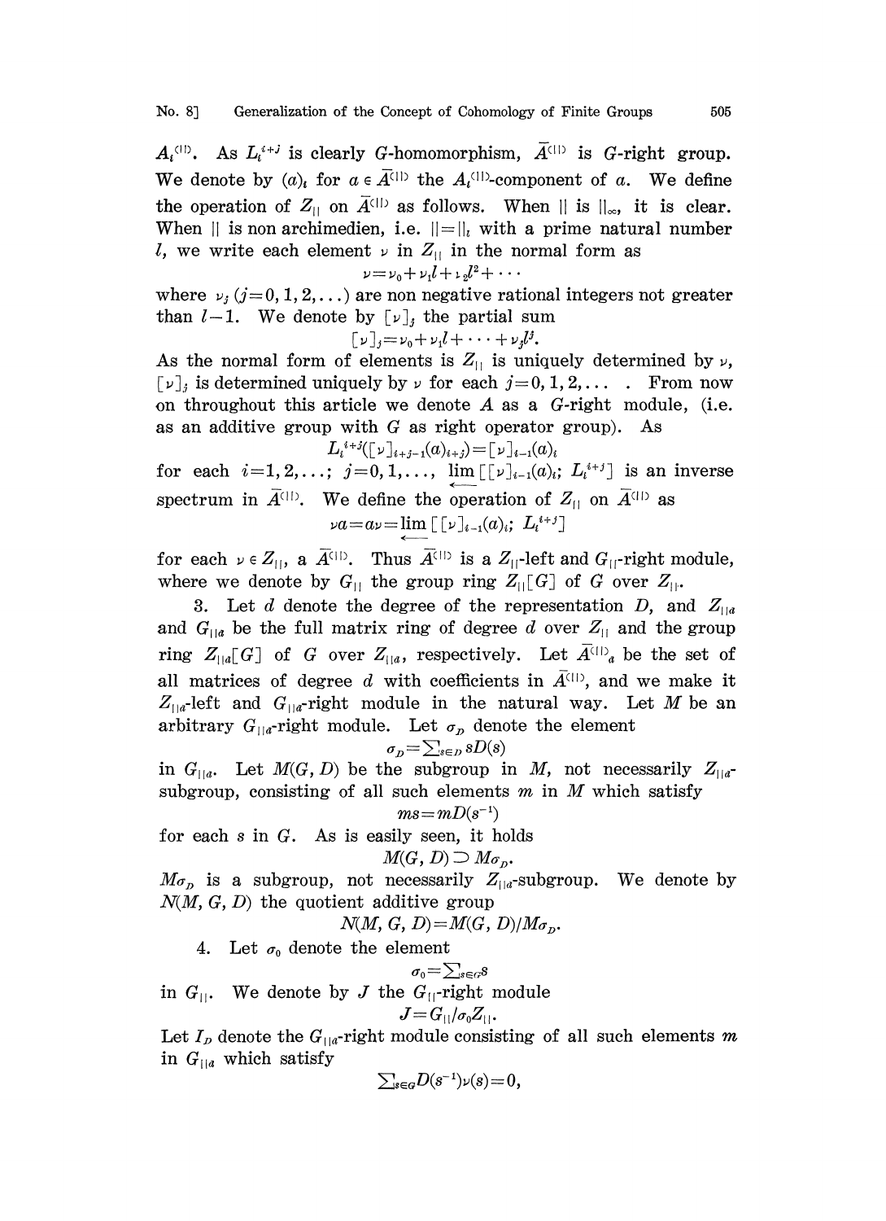$A_i^{(||)}$. As $L_i^{i+j}$ is clearly $G$-homomorphism, $\bar{A}^{(||)}$ is $G$-right group. We denote by $(a)_i$ for $a \in \bar{A}^{(||)}$ the $A_i^{(||)}$-component of $a$. We define the operation of $Z_{||}$ on $\bar{A}^{(||)}$ as follows. When $||$ is $||_\infty$, it is clear. When $||$ is non archimedien, i.e. $||=||_l$ with a prime natural number $l$, we write each element $\nu$ in $Z_{||}$ in the normal form as

$$\nu=\nu_0+\nu_1 l+\nu_2 l^2+\cdots$$

where $\nu_j$ $(j=0,1,2,\dots)$ are non negative rational integers not greater than $l-1$. We denote by $[\nu]_j$ the partial sum

$$[\nu]_j=\nu_0+\nu_1 l+\cdots+\nu_j l^j.$$

As the normal form of elements is $Z_{||}$ is uniquely determined by $\nu$, $[\nu]_j$ is determined uniquely by $\nu$ for each $j=0,1,2,\dots$ . From now on throughout this article we denote $A$ as a $G$-right module, (i.e. as an additive group with $G$ as right operator group). As

$$L_i^{i+j}([\nu]_{i+j-1}(a)_{i+j})=[\nu]_{i-1}(a)_i$$

for each $i=1,2,\dots;$ $j=0,1,\dots,$ $\varprojlim\,[[\nu]_{i-1}(a)_i;\ L_i^{i+j}]$ is an inverse spectrum in $\bar{A}^{(||)}$. We define the operation of $Z_{||}$ on $\bar{A}^{(||)}$ as

$$\nu a=a\nu=\varprojlim\,[[\nu]_{i-1}(a)_i;\ L_i^{i+j}]$$

for each $\nu \in Z_{||}$, $a$ $\bar{A}^{(||)}$. Thus $\bar{A}^{(||)}$ is a $Z_{||}$-left and $G_{||}$-right module, where we denote by $G_{||}$ the group ring $Z_{||}[G]$ of $G$ over $Z_{||}$.

3. Let $d$ denote the degree of the representation $D$, and $Z_{||d}$ and $G_{||d}$ be the full matrix ring of degree $d$ over $Z_{||}$ and the group ring $Z_{||d}[G]$ of $G$ over $Z_{||d}$, respectively. Let $\bar{A}^{(||)}{}_d$ be the set of all matrices of degree $d$ with coefficients in $\bar{A}^{(||)}$, and we make it $Z_{||d}$-left and $G_{||d}$-right module in the natural way. Let $M$ be an arbitrary $G_{||d}$-right module. Let $\sigma_D$ denote the element

$$\sigma_D=\sum_{s\in D} sD(s)$$

in $G_{||d}$. Let $M(G, D)$ be the subgroup in $M$, not necessarily $Z_{||d}$-subgroup, consisting of all such elements $m$ in $M$ which satisfy

$$ms=mD(s^{-1})$$

for each $s$ in $G$. As is easily seen, it holds

$$M(G, D)\supset M\sigma_D.$$

$M\sigma_D$ is a subgroup, not necessarily $Z_{||d}$-subgroup. We denote by $N(M, G, D)$ the quotient additive group

$$N(M, G, D)=M(G, D)/M\sigma_D.$$

4. Let $\sigma_0$ denote the element

$$\sigma_0=\sum_{s\in G} s$$

in $G_{||}$. We denote by $J$ the $G_{||}$-right module

$$J=G_{||}/\sigma_0 Z_{||}.$$

Let $I_D$ denote the $G_{||d}$-right module consisting of all such elements $m$ in $G_{||d}$ which satisfy

$$\sum_{s\in G} D(s^{-1})\nu(s)=0,$$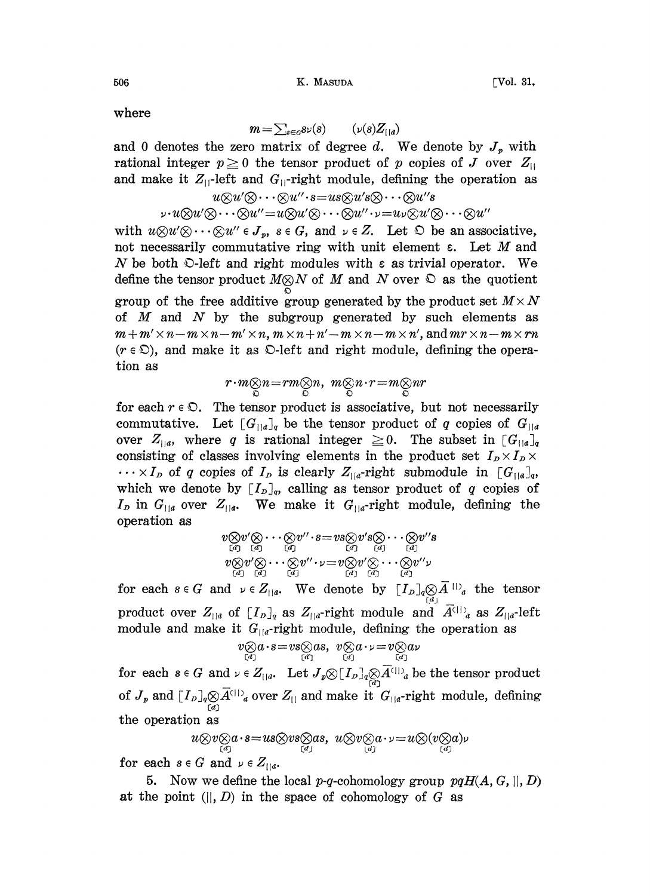where

$$m = \sum_{s \in G} s\nu(s) \qquad (\nu(s) Z_{||a})$$

and 0 denotes the zero matrix of degree $d$. We denote by $J_p$ with rational integer $p \geqq 0$ the tensor product of $p$ copies of $J$ over $Z_{||}$ and make it $Z_{||}$-left and $G_{||}$-right module, defining the operation as

$$u \otimes u' \otimes \cdots \otimes u'' \cdot s = us \otimes u's \otimes \cdots \otimes u''s$$

$$\nu \cdot u \otimes u' \otimes \cdots \otimes u'' = u \otimes u' \otimes \cdots \otimes u'' \cdot \nu = u\nu \otimes u' \otimes \cdots \otimes u''$$

with $u \otimes u' \otimes \cdots \otimes u'' \in J_p$, $s \in G$, and $\nu \in Z$. Let $\mathfrak{O}$ be an associative, not necessarily commutative ring with unit element $\varepsilon$. Let $M$ and $N$ be both $\mathfrak{O}$-left and right modules with $\varepsilon$ as trivial operator. We define the tensor product $M \underset{\mathfrak{O}}{\otimes} N$ of $M$ and $N$ over $\mathfrak{O}$ as the quotient group of the free additive group generated by the product set $M \times N$ of $M$ and $N$ by the subgroup generated by such elements as $m + m' \times n - m \times n - m' \times n$, $m \times n + n' - m \times n - m \times n'$, and $mr \times n - m \times rn$ ($r \in \mathfrak{O}$), and make it as $\mathfrak{O}$-left and right module, defining the operation as

$$r \cdot m \underset{\mathfrak{O}}{\otimes} n = rm \underset{\mathfrak{O}}{\otimes} n, \quad m \underset{\mathfrak{O}}{\otimes} n \cdot r = m \underset{\mathfrak{O}}{\otimes} nr$$

for each $r \in \mathfrak{O}$. The tensor product is associative, but not necessarily commutative. Let $[G_{||a}]_q$ be the tensor product of $q$ copies of $G_{||a}$ over $Z_{||a}$, where $q$ is rational integer $\geqq 0$. The subset in $[G_{||a}]_q$ consisting of classes involving elements in the product set $I_D \times I_D \times \cdots \times I_D$ of $q$ copies of $I_D$ is clearly $Z_{||a}$-right submodule in $[G_{||a}]_q$, which we denote by $[I_D]_q$, calling as tensor product of $q$ copies of $I_D$ in $G_{||a}$ over $Z_{||a}$. We make it $G_{||a}$-right module, defining the operation as

$$v \underset{[d]}{\otimes} v' \underset{[d]}{\otimes} \cdots \underset{[d]}{\otimes} v'' \cdot s = vs \underset{[d]}{\otimes} v's \underset{[d]}{\otimes} \cdots \underset{[d]}{\otimes} v''s$$

$$v \underset{[d]}{\otimes} v' \underset{[d]}{\otimes} \cdots \underset{[d]}{\otimes} v'' \cdot \nu = v \underset{[d]}{\otimes} v' \underset{[d]}{\otimes} \cdots \underset{[d]}{\otimes} v''\nu$$

for each $s \in G$ and $\nu \in Z_{||a}$. We denote by $[I_D]_q \underset{[d]}{\otimes} \bar{A}^{(||)}{}_a$ the tensor product over $Z_{||a}$ of $[I_D]_q$ as $Z_{||a}$-right module and $\bar{A}^{(||)}{}_a$ as $Z_{||a}$-left module and make it $G_{||a}$-right module, defining the operation as

$$v \underset{[d]}{\otimes} a \cdot s = vs \underset{[d]}{\otimes} as, \quad v \underset{[d]}{\otimes} a \cdot \nu = v \underset{[d]}{\otimes} a\nu$$

for each $s \in G$ and $\nu \in Z_{||a}$. Let $J_p \otimes [I_D]_q \underset{[d]}{\otimes} \bar{A}^{(||)}{}_a$ be the tensor product of $J_p$ and $[I_D]_q \underset{[d]}{\otimes} \bar{A}^{(||)}{}_a$ over $Z_{||}$ and make it $G_{||a}$-right module, defining the operation as

$$u \otimes v \underset{[d]}{\otimes} a \cdot s = us \otimes vs \underset{[d]}{\otimes} as, \quad u \otimes v \underset{[d]}{\otimes} a \cdot \nu = u \otimes (v \underset{[d]}{\otimes} a)\nu$$

for each $s \in G$ and $\nu \in Z_{||a}$.

5. Now we define the local $p$-$q$-cohomology group $pqH(A, G, ||, D)$ at the point $(||, D)$ in the space of cohomology of $G$ as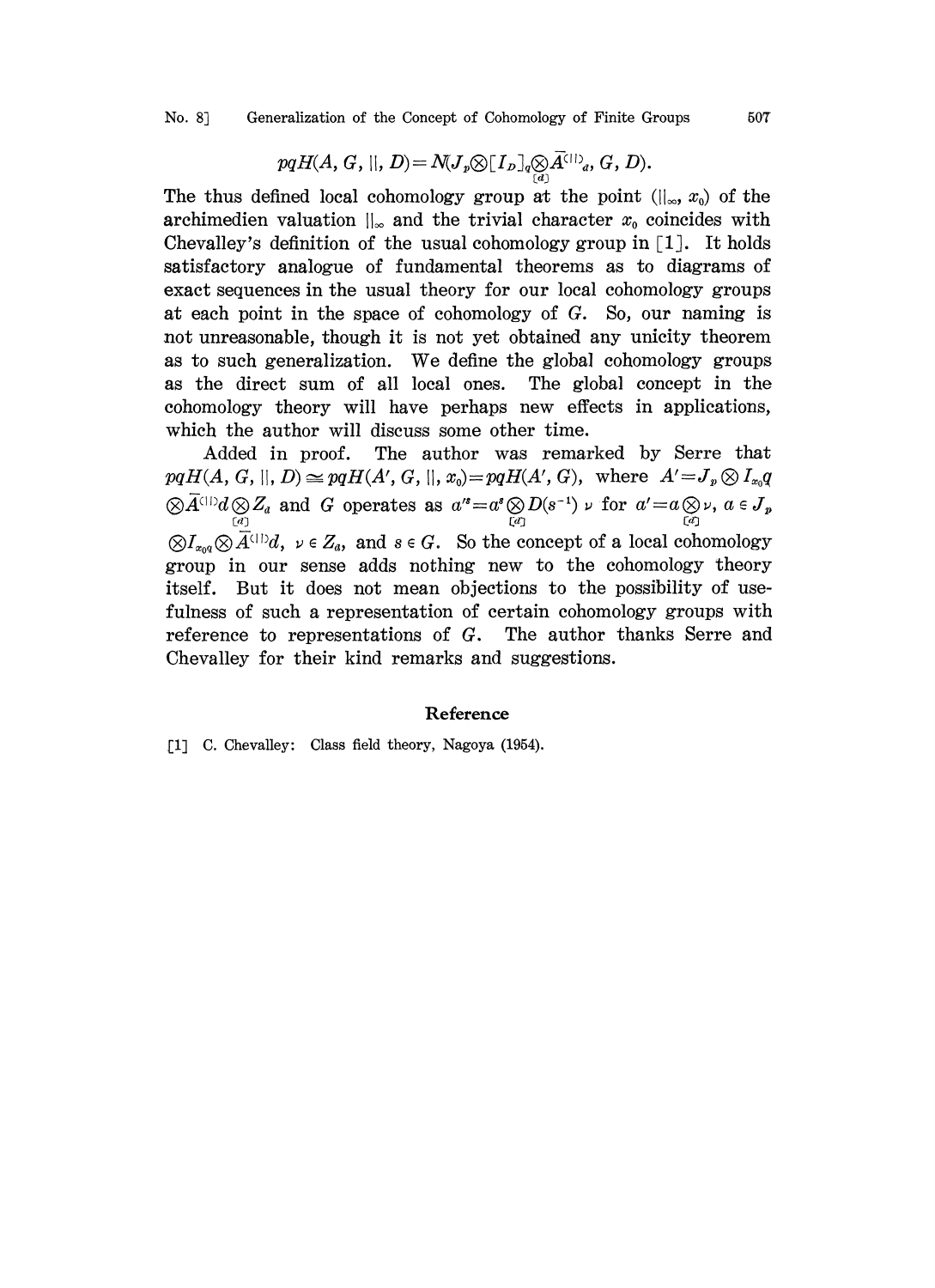$$pqH(A, G, ||, D) = N(J_p \otimes [I_D]_q \underset{[d]}{\otimes} \bar{A}^{(||)}{}_d, G, D).$$

The thus defined local cohomology group at the point $(||_\infty, x_0)$ of the archimedien valuation $||_\infty$ and the trivial character $x_0$ coincides with Chevalley's definition of the usual cohomology group in [1]. It holds satisfactory analogue of fundamental theorems as to diagrams of exact sequences in the usual theory for our local cohomology groups at each point in the space of cohomology of $G$. So, our naming is not unreasonable, though it is not yet obtained any unicity theorem as to such generalization. We define the global cohomology groups as the direct sum of all local ones. The global concept in the cohomology theory will have perhaps new effects in applications, which the author will discuss some other time.

Added in proof. The author was remarked by Serre that $pqH(A, G, ||, D) \cong pqH(A', G, ||, x_0) = pqH(A', G)$, where $A' = J_p \otimes I_{x_0 q} \otimes \bar{A}^{(||)} d \underset{[d]}{\otimes} Z_d$ and $G$ operates as $a'^s = a^s \underset{[d]}{\otimes} D(s^{-1})\,\nu$ for $a' = a \underset{[d]}{\otimes} \nu$, $a \in J_p \otimes I_{x_0 q} \otimes \bar{A}^{(||)} d$, $\nu \in Z_d$, and $s \in G$. So the concept of a local cohomology group in our sense adds nothing new to the cohomology theory itself. But it does not mean objections to the possibility of usefulness of such a representation of certain cohomology groups with reference to representations of $G$. The author thanks Serre and Chevalley for their kind remarks and suggestions.

## Reference

[1] C. Chevalley: Class field theory, Nagoya (1954).